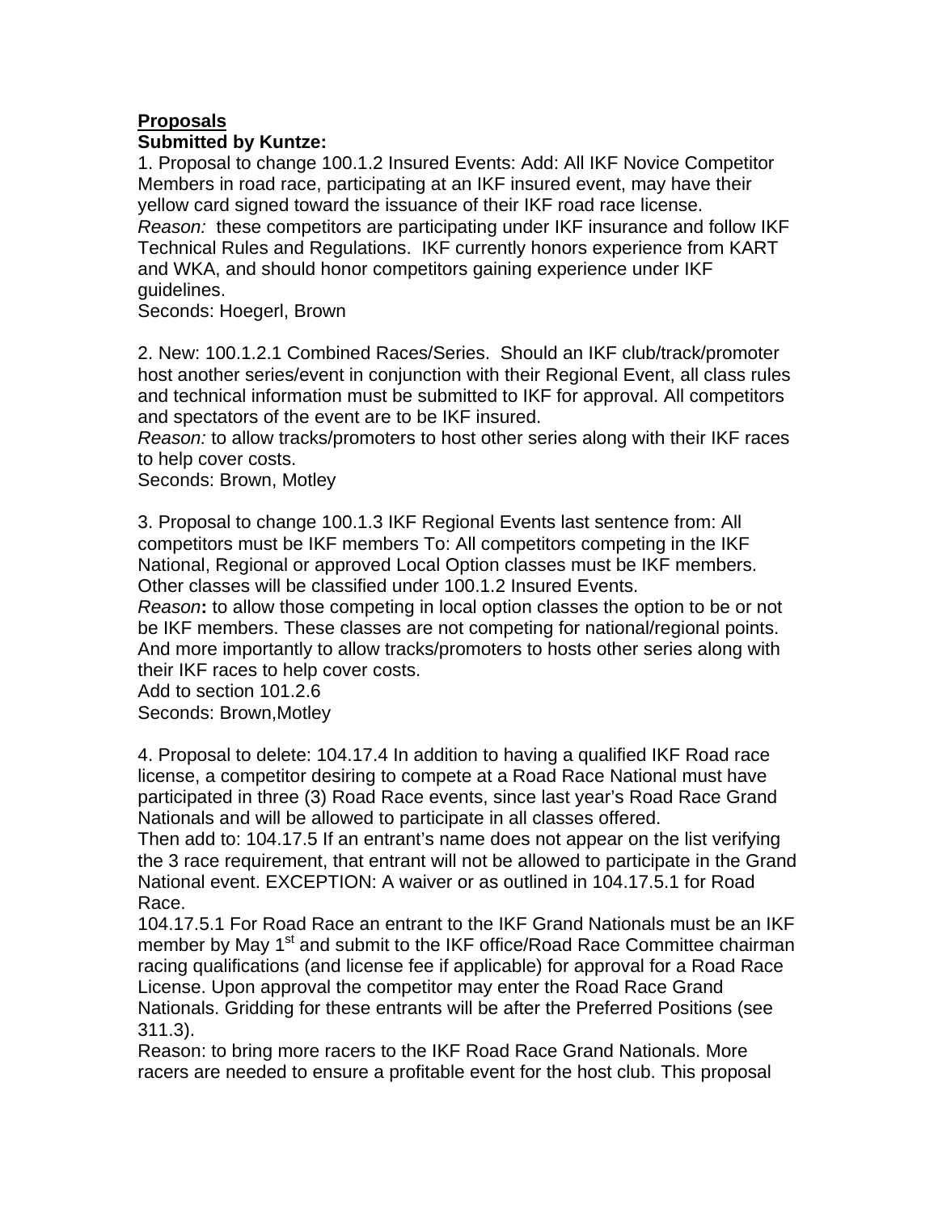**Proposals**

**Submitted by Kuntze:**

1. Proposal to change 100.1.2 Insured Events: Add: All IKF Novice Competitor Members in road race, participating at an IKF insured event, may have their yellow card signed toward the issuance of their IKF road race license.
*Reason:* these competitors are participating under IKF insurance and follow IKF Technical Rules and Regulations. IKF currently honors experience from KART and WKA, and should honor competitors gaining experience under IKF guidelines.
Seconds: Hoegerl, Brown

2. New: 100.1.2.1 Combined Races/Series. Should an IKF club/track/promoter host another series/event in conjunction with their Regional Event, all class rules and technical information must be submitted to IKF for approval. All competitors and spectators of the event are to be IKF insured.
*Reason:* to allow tracks/promoters to host other series along with their IKF races to help cover costs.
Seconds: Brown, Motley

3. Proposal to change 100.1.3 IKF Regional Events last sentence from: All competitors must be IKF members To: All competitors competing in the IKF National, Regional or approved Local Option classes must be IKF members. Other classes will be classified under 100.1.2 Insured Events.
*Reason***:** to allow those competing in local option classes the option to be or not be IKF members. These classes are not competing for national/regional points. And more importantly to allow tracks/promoters to hosts other series along with their IKF races to help cover costs.
Add to section 101.2.6
Seconds: Brown,Motley

4. Proposal to delete: 104.17.4 In addition to having a qualified IKF Road race license, a competitor desiring to compete at a Road Race National must have participated in three (3) Road Race events, since last year's Road Race Grand Nationals and will be allowed to participate in all classes offered.
Then add to: 104.17.5 If an entrant's name does not appear on the list verifying the 3 race requirement, that entrant will not be allowed to participate in the Grand National event. EXCEPTION: A waiver or as outlined in 104.17.5.1 for Road Race.
104.17.5.1 For Road Race an entrant to the IKF Grand Nationals must be an IKF member by May 1st and submit to the IKF office/Road Race Committee chairman racing qualifications (and license fee if applicable) for approval for a Road Race License. Upon approval the competitor may enter the Road Race Grand Nationals. Gridding for these entrants will be after the Preferred Positions (see 311.3).
Reason: to bring more racers to the IKF Road Race Grand Nationals. More racers are needed to ensure a profitable event for the host club. This proposal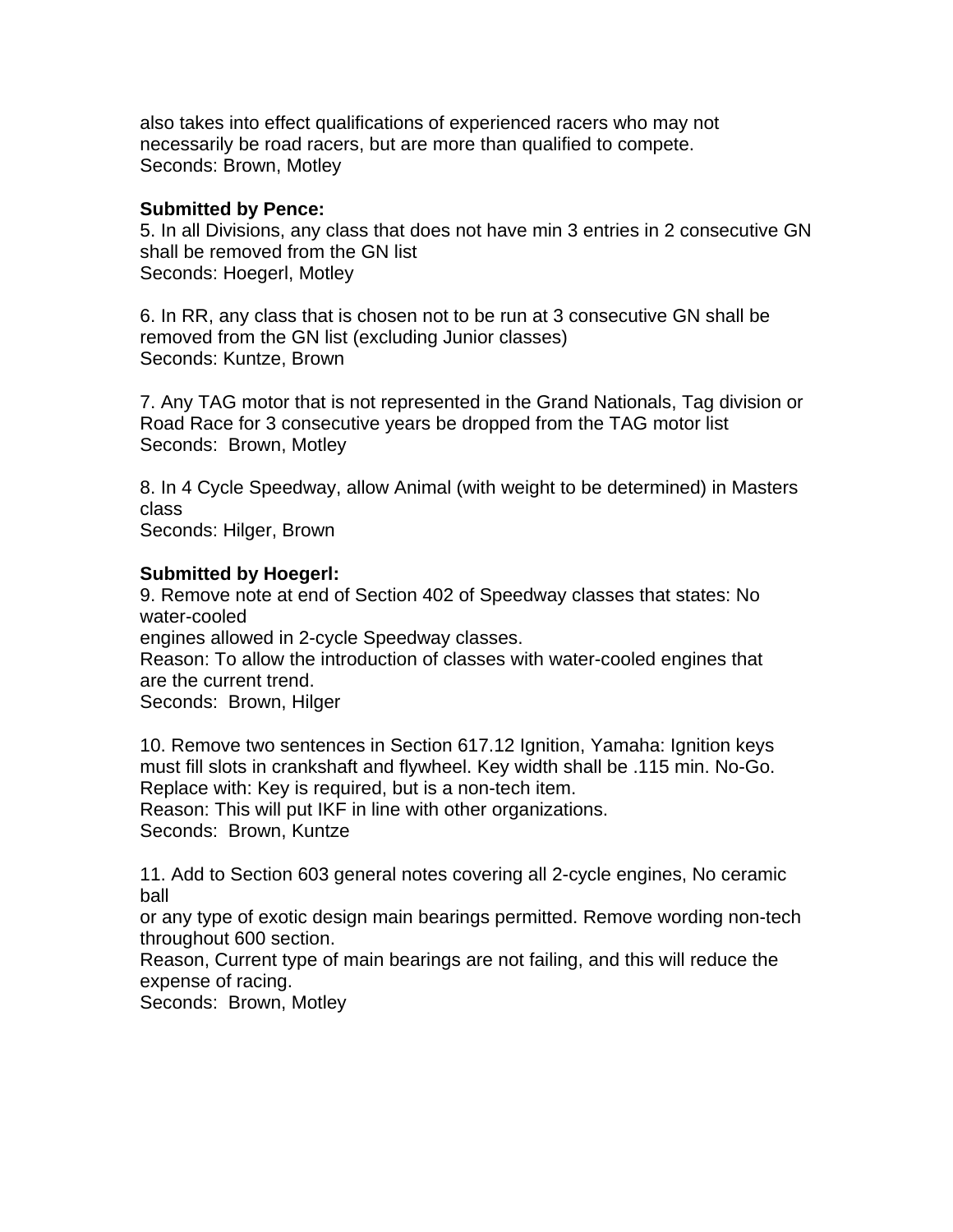also takes into effect qualifications of experienced racers who may not necessarily be road racers, but are more than qualified to compete.
Seconds: Brown, Motley

**Submitted by Pence:**
5. In all Divisions, any class that does not have min 3 entries in 2 consecutive GN shall be removed from the GN list
Seconds: Hoegerl, Motley

6. In RR, any class that is chosen not to be run at 3 consecutive GN shall be removed from the GN list (excluding Junior classes)
Seconds: Kuntze, Brown

7. Any TAG motor that is not represented in the Grand Nationals, Tag division or Road Race for 3 consecutive years be dropped from the TAG motor list
Seconds: Brown, Motley

8. In 4 Cycle Speedway, allow Animal (with weight to be determined) in Masters class
Seconds: Hilger, Brown

**Submitted by Hoegerl:**
9. Remove note at end of Section 402 of Speedway classes that states: No water-cooled engines allowed in 2-cycle Speedway classes.
Reason: To allow the introduction of classes with water-cooled engines that are the current trend.
Seconds: Brown, Hilger

10. Remove two sentences in Section 617.12 Ignition, Yamaha: Ignition keys must fill slots in crankshaft and flywheel. Key width shall be .115 min. No-Go. Replace with: Key is required, but is a non-tech item.
Reason: This will put IKF in line with other organizations.
Seconds: Brown, Kuntze

11. Add to Section 603 general notes covering all 2-cycle engines, No ceramic ball or any type of exotic design main bearings permitted. Remove wording non-tech throughout 600 section.
Reason, Current type of main bearings are not failing, and this will reduce the expense of racing.
Seconds: Brown, Motley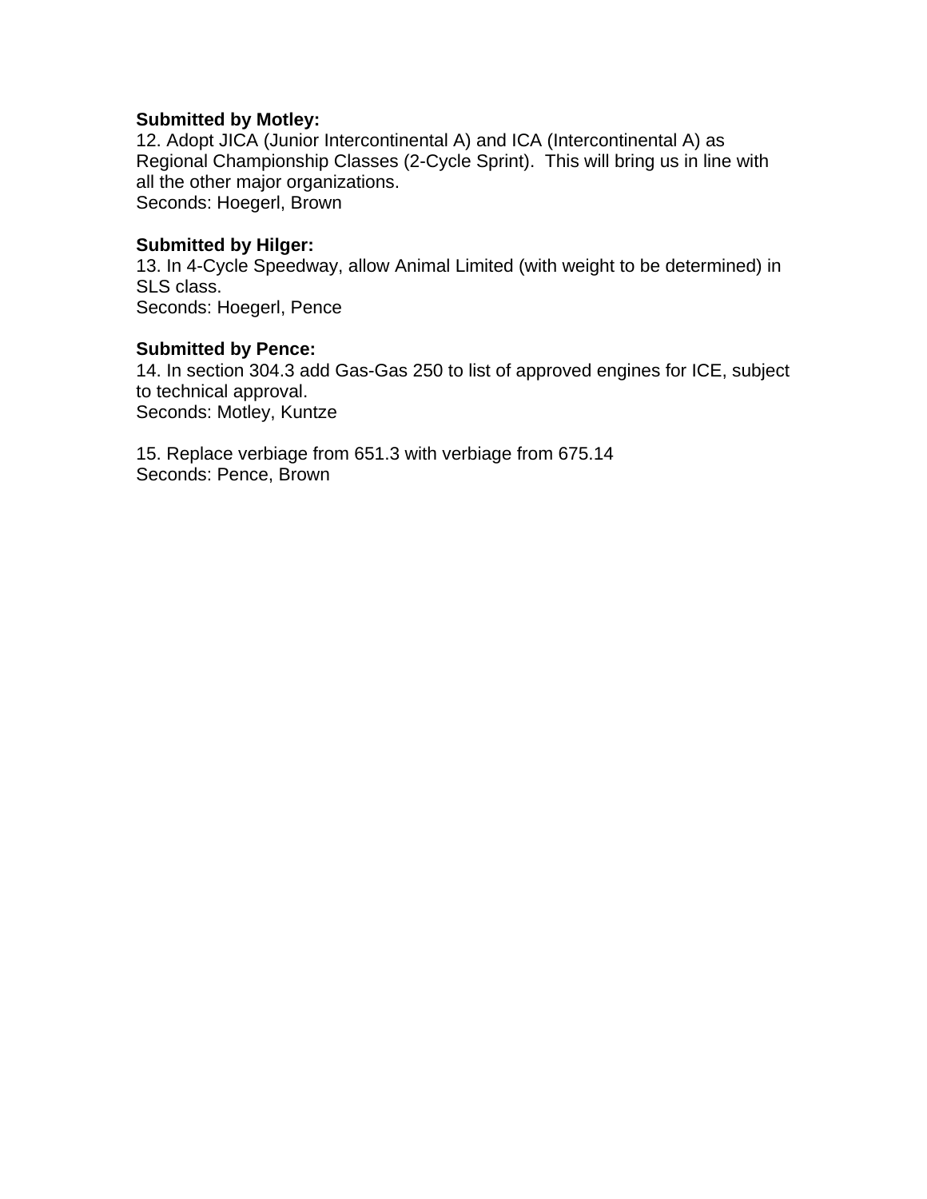**Submitted by Motley:**
12. Adopt JICA (Junior Intercontinental A) and ICA (Intercontinental A) as Regional Championship Classes (2-Cycle Sprint). This will bring us in line with all the other major organizations.
Seconds: Hoegerl, Brown

**Submitted by Hilger:**
13. In 4-Cycle Speedway, allow Animal Limited (with weight to be determined) in SLS class.
Seconds: Hoegerl, Pence

**Submitted by Pence:**
14. In section 304.3 add Gas-Gas 250 to list of approved engines for ICE, subject to technical approval.
Seconds: Motley, Kuntze

15. Replace verbiage from 651.3 with verbiage from 675.14
Seconds: Pence, Brown